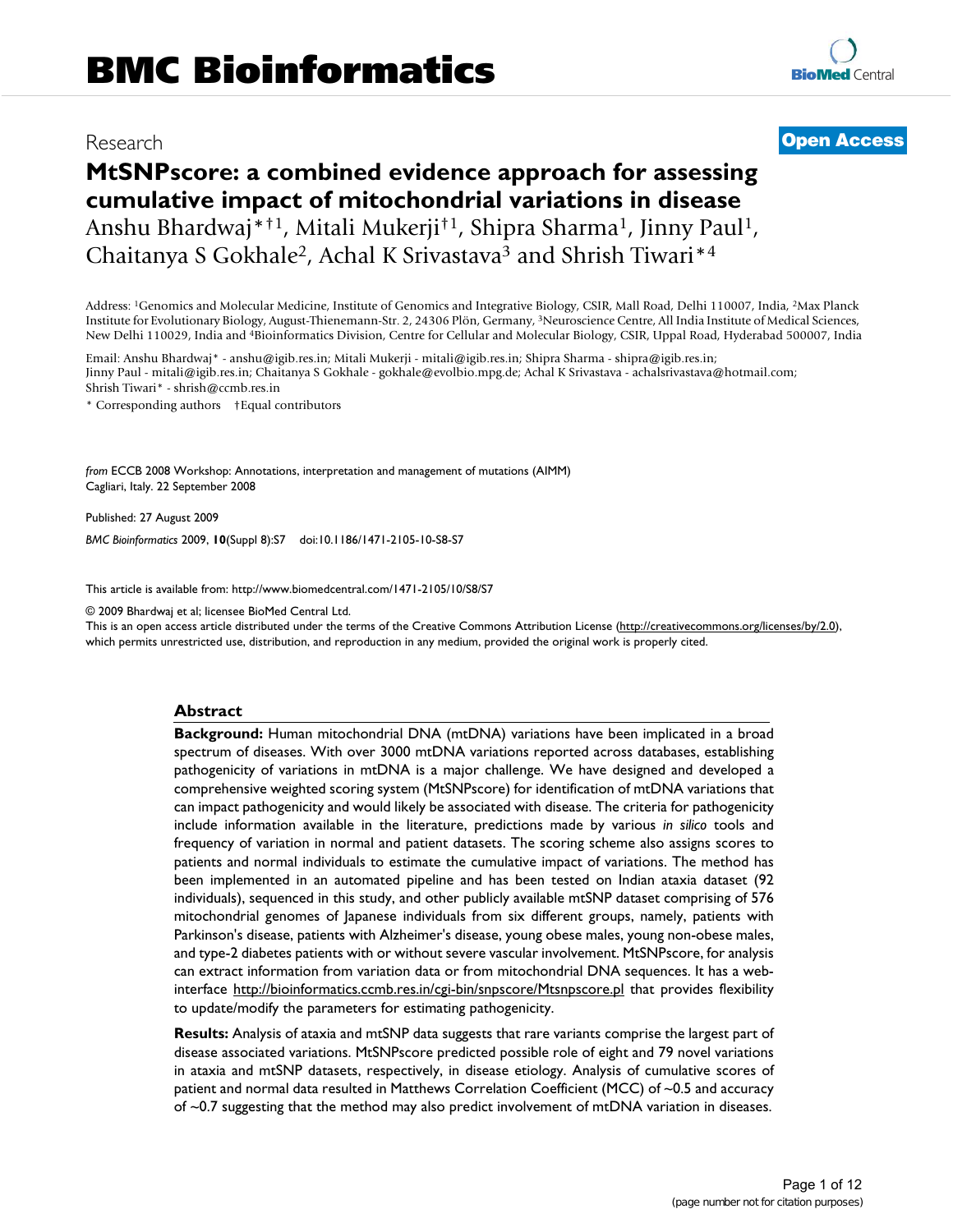# BMC Bioinformatics

Research

**Open Access**

# MtSNPscore: a combined evidence approach for assessing cumulative impact of mitochondrial variations in disease

Anshu Bhardwaj*[†1], Mitali Mukerji[†1], Shipra Sharma[1], Jinny Paul[1], Chaitanya S Gokhale[2], Achal K Srivastava[3] and Shrish Tiwari*[4]

Address: [1]Genomics and Molecular Medicine, Institute of Genomics and Integrative Biology, CSIR, Mall Road, Delhi 110007, India, [2]Max Planck Institute for Evolutionary Biology, August-Thienemann-Str. 2, 24306 Plön, Germany, [3]Neuroscience Centre, All India Institute of Medical Sciences, New Delhi 110029, India and [4]Bioinformatics Division, Centre for Cellular and Molecular Biology, CSIR, Uppal Road, Hyderabad 500007, India

Email: Anshu Bhardwaj* - anshu@igib.res.in; Mitali Mukerji - mitali@igib.res.in; Shipra Sharma - shipra@igib.res.in; Jinny Paul - mitali@igib.res.in; Chaitanya S Gokhale - gokhale@evolbio.mpg.de; Achal K Srivastava - achalsrivastava@hotmail.com; Shrish Tiwari* - shrish@ccmb.res.in

\* Corresponding authors †Equal contributors

*from* ECCB 2008 Workshop: Annotations, interpretation and management of mutations (AIMM)
Cagliari, Italy. 22 September 2008

Published: 27 August 2009

*BMC Bioinformatics* 2009, **10**(Suppl 8):S7 doi:10.1186/1471-2105-10-S8-S7

This article is available from: http://www.biomedcentral.com/1471-2105/10/S8/S7

© 2009 Bhardwaj et al; licensee BioMed Central Ltd.
This is an open access article distributed under the terms of the Creative Commons Attribution License (http://creativecommons.org/licenses/by/2.0), which permits unrestricted use, distribution, and reproduction in any medium, provided the original work is properly cited.

## Abstract

**Background:** Human mitochondrial DNA (mtDNA) variations have been implicated in a broad spectrum of diseases. With over 3000 mtDNA variations reported across databases, establishing pathogenicity of variations in mtDNA is a major challenge. We have designed and developed a comprehensive weighted scoring system (MtSNPscore) for identification of mtDNA variations that can impact pathogenicity and would likely be associated with disease. The criteria for pathogenicity include information available in the literature, predictions made by various *in silico* tools and frequency of variation in normal and patient datasets. The scoring scheme also assigns scores to patients and normal individuals to estimate the cumulative impact of variations. The method has been implemented in an automated pipeline and has been tested on Indian ataxia dataset (92 individuals), sequenced in this study, and other publicly available mtSNP dataset comprising of 576 mitochondrial genomes of Japanese individuals from six different groups, namely, patients with Parkinson's disease, patients with Alzheimer's disease, young obese males, young non-obese males, and type-2 diabetes patients with or without severe vascular involvement. MtSNPscore, for analysis can extract information from variation data or from mitochondrial DNA sequences. It has a web-interface http://bioinformatics.ccmb.res.in/cgi-bin/snpscore/Mtsnpscore.pl that provides flexibility to update/modify the parameters for estimating pathogenicity.

**Results:** Analysis of ataxia and mtSNP data suggests that rare variants comprise the largest part of disease associated variations. MtSNPscore predicted possible role of eight and 79 novel variations in ataxia and mtSNP datasets, respectively, in disease etiology. Analysis of cumulative scores of patient and normal data resulted in Matthews Correlation Coefficient (MCC) of ~0.5 and accuracy of ~0.7 suggesting that the method may also predict involvement of mtDNA variation in diseases.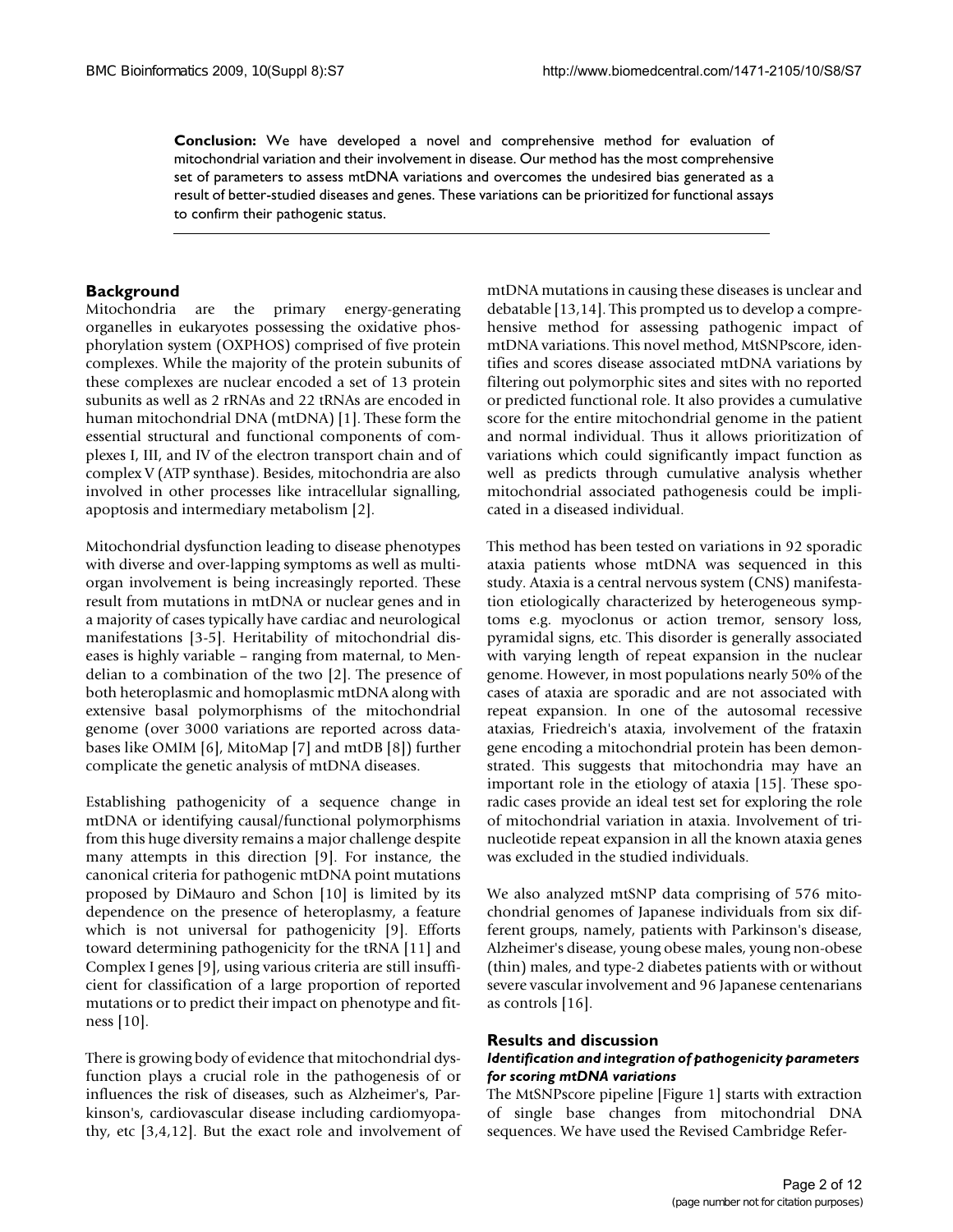**Conclusion:** We have developed a novel and comprehensive method for evaluation of mitochondrial variation and their involvement in disease. Our method has the most comprehensive set of parameters to assess mtDNA variations and overcomes the undesired bias generated as a result of better-studied diseases and genes. These variations can be prioritized for functional assays to confirm their pathogenic status.

## Background

Mitochondria are the primary energy-generating organelles in eukaryotes possessing the oxidative phosphorylation system (OXPHOS) comprised of five protein complexes. While the majority of the protein subunits of these complexes are nuclear encoded a set of 13 protein subunits as well as 2 rRNAs and 22 tRNAs are encoded in human mitochondrial DNA (mtDNA) [1]. These form the essential structural and functional components of complexes I, III, and IV of the electron transport chain and of complex V (ATP synthase). Besides, mitochondria are also involved in other processes like intracellular signalling, apoptosis and intermediary metabolism [2].

Mitochondrial dysfunction leading to disease phenotypes with diverse and over-lapping symptoms as well as multi-organ involvement is being increasingly reported. These result from mutations in mtDNA or nuclear genes and in a majority of cases typically have cardiac and neurological manifestations [3-5]. Heritability of mitochondrial diseases is highly variable – ranging from maternal, to Mendelian to a combination of the two [2]. The presence of both heteroplasmic and homoplasmic mtDNA along with extensive basal polymorphisms of the mitochondrial genome (over 3000 variations are reported across databases like OMIM [6], MitoMap [7] and mtDB [8]) further complicate the genetic analysis of mtDNA diseases.

Establishing pathogenicity of a sequence change in mtDNA or identifying causal/functional polymorphisms from this huge diversity remains a major challenge despite many attempts in this direction [9]. For instance, the canonical criteria for pathogenic mtDNA point mutations proposed by DiMauro and Schon [10] is limited by its dependence on the presence of heteroplasmy, a feature which is not universal for pathogenicity [9]. Efforts toward determining pathogenicity for the tRNA [11] and Complex I genes [9], using various criteria are still insufficient for classification of a large proportion of reported mutations or to predict their impact on phenotype and fitness [10].

There is growing body of evidence that mitochondrial dysfunction plays a crucial role in the pathogenesis of or influences the risk of diseases, such as Alzheimer's, Parkinson's, cardiovascular disease including cardiomyopathy, etc [3,4,12]. But the exact role and involvement of mtDNA mutations in causing these diseases is unclear and debatable [13,14]. This prompted us to develop a comprehensive method for assessing pathogenic impact of mtDNA variations. This novel method, MtSNPscore, identifies and scores disease associated mtDNA variations by filtering out polymorphic sites and sites with no reported or predicted functional role. It also provides a cumulative score for the entire mitochondrial genome in the patient and normal individual. Thus it allows prioritization of variations which could significantly impact function as well as predicts through cumulative analysis whether mitochondrial associated pathogenesis could be implicated in a diseased individual.

This method has been tested on variations in 92 sporadic ataxia patients whose mtDNA was sequenced in this study. Ataxia is a central nervous system (CNS) manifestation etiologically characterized by heterogeneous symptoms e.g. myoclonus or action tremor, sensory loss, pyramidal signs, etc. This disorder is generally associated with varying length of repeat expansion in the nuclear genome. However, in most populations nearly 50% of the cases of ataxia are sporadic and are not associated with repeat expansion. In one of the autosomal recessive ataxias, Friedreich's ataxia, involvement of the frataxin gene encoding a mitochondrial protein has been demonstrated. This suggests that mitochondria may have an important role in the etiology of ataxia [15]. These sporadic cases provide an ideal test set for exploring the role of mitochondrial variation in ataxia. Involvement of trinucleotide repeat expansion in all the known ataxia genes was excluded in the studied individuals.

We also analyzed mtSNP data comprising of 576 mitochondrial genomes of Japanese individuals from six different groups, namely, patients with Parkinson's disease, Alzheimer's disease, young obese males, young non-obese (thin) males, and type-2 diabetes patients with or without severe vascular involvement and 96 Japanese centenarians as controls [16].

## Results and discussion

### *Identification and integration of pathogenicity parameters for scoring mtDNA variations*

The MtSNPscore pipeline [Figure 1] starts with extraction of single base changes from mitochondrial DNA sequences. We have used the Revised Cambridge Refer-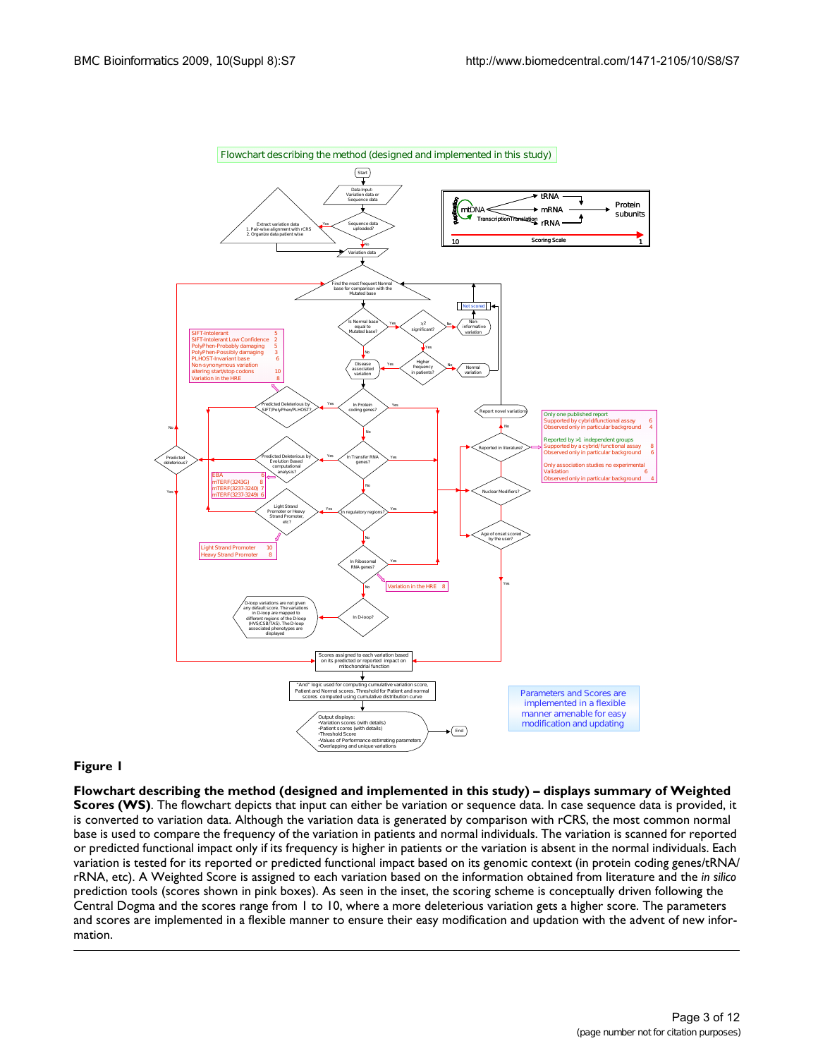Flowchart describing the method (designed and implemented in this study)

Start

Data input: Variation data or Sequence data

Sequence data uploaded?

Yes

Extract variation data
1. Pair-wise alignment with rCRS
2. Organize data patient wise

No

Variation data

Find the most frequent Normal base for comparison with the Mutated base

Is Normal base equal to Mutated base?

Yes

χ2 significant?

No

Non-informative variation

Not scored

Yes

Higher frequency in patients?

No

Normal variation

No

Disease associated variation

Yes

SIFT-Intolerant 5
SIFT-Intolerant Low Confidence 2
PolyPhen-Probably damaging 5
PolyPhen-Possibly damaging 3
PLHOST-Invariant base 6
Non-synonymous variation altering start/stop codons 10
Variation in the HRE 8

Predicted Deleterious by SIFT/PolyPhen/PLHOST?

In Protein coding genes?

Predicted deleterious?

Predicted Deleterious by Evolution Based computational analysis?

In Transfer RNA genes?

EBA 6
mTERF(3243G) 8
mTERF(3237-3240) 7
mTERF(3237-3249) 6

Light Strand Promoter or Heavy Strand Promoter, etc?

In regulatory regions?

Light Strand Promoter 10
Heavy Strand Promoter 8

In Ribosomal RNA genes?

Variation in the HRE 8

In D-loop?

D-loop variations are not given any default score. The variations in D-loop are mapped to different regions of the D-loop (HVS/CSB/TAS). The D-loop associated phenotypes are displayed

Report novel variations

Reported in literature?

Only one published report
Supported by cybrid/functional assay 6
Observed only in particular background 4

Reported by >1 independent groups
Supported by a cybrid/ functional assay 8
Observed only in particular background 6

Only association studies no experimental Validation 6
Observed only in particular background 4

Nuclear Modifiers?

Age of onset scored by the user?

Yes

No

Scores assigned to each variation based on its predicted or reported impact on mitochondrial function

"And" logic used for computing cumulative variation score, Patient and Normal scores. Threshold for Patient and normal scores computed using cumulative distribution curve

Output displays:
•Variation scores (with details)
•Patient scores (with details)
•Threshold Score
•Values of Performance estimating parameters
•Overlapping and unique variations

End

Replication
mtDNA
Transcription
Translation
tRNA
mRNA
rRNA
Protein subunits
10
Scoring Scale
1

Parameters and Scores are implemented in a flexible manner amenable for easy modification and updating

**Figure 1**

**Flowchart describing the method (designed and implemented in this study) – displays summary of Weighted Scores (WS)**. The flowchart depicts that input can either be variation or sequence data. In case sequence data is provided, it is converted to variation data. Although the variation data is generated by comparison with rCRS, the most common normal base is used to compare the frequency of the variation in patients and normal individuals. The variation is scanned for reported or predicted functional impact only if its frequency is higher in patients or the variation is absent in the normal individuals. Each variation is tested for its reported or predicted functional impact based on its genomic context (in protein coding genes/tRNA/rRNA, etc). A Weighted Score is assigned to each variation based on the information obtained from literature and the *in silico* prediction tools (scores shown in pink boxes). As seen in the inset, the scoring scheme is conceptually driven following the Central Dogma and the scores range from 1 to 10, where a more deleterious variation gets a higher score. The parameters and scores are implemented in a flexible manner to ensure their easy modification and updation with the advent of new information.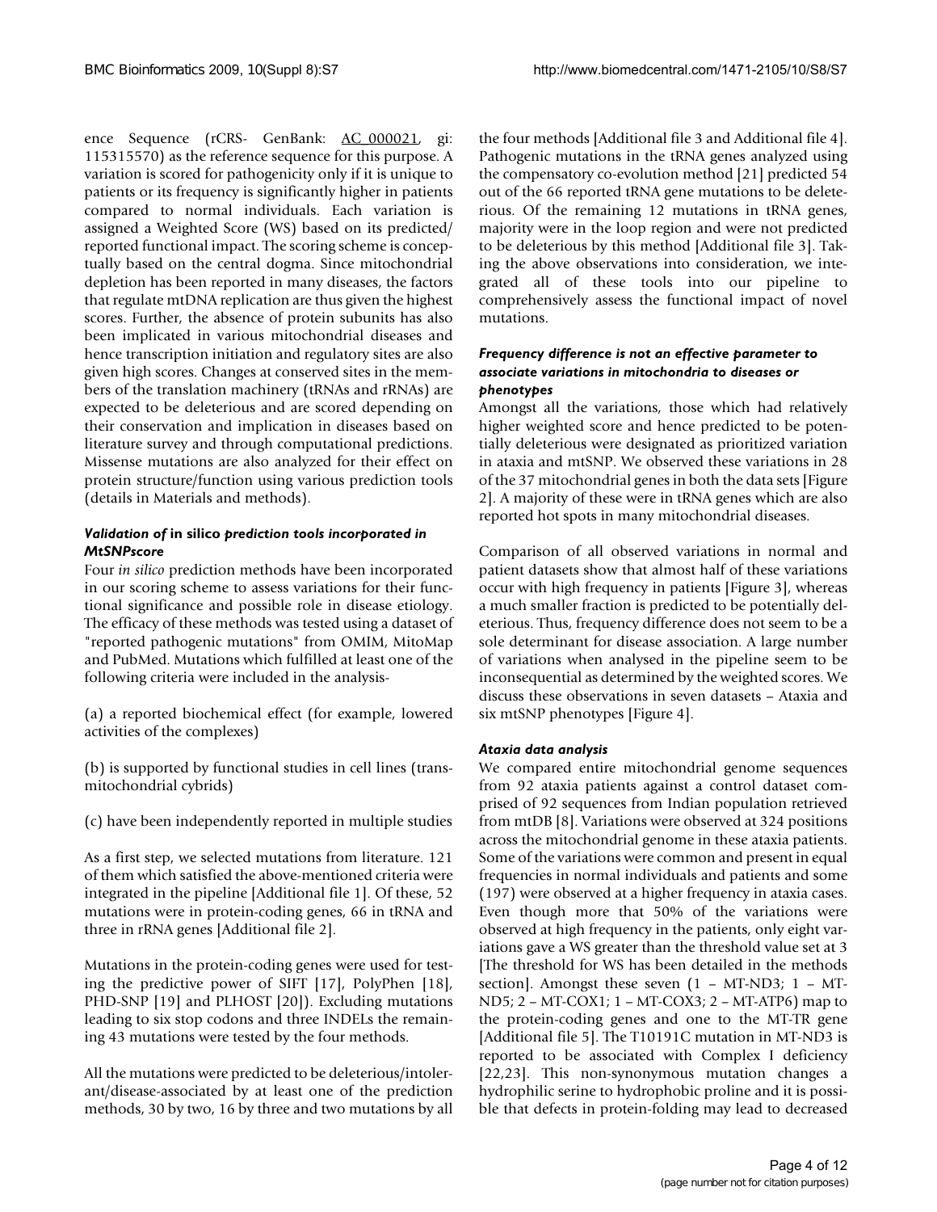ence Sequence (rCRS- GenBank: AC_000021, gi: 115315570) as the reference sequence for this purpose. A variation is scored for pathogenicity only if it is unique to patients or its frequency is significantly higher in patients compared to normal individuals. Each variation is assigned a Weighted Score (WS) based on its predicted/reported functional impact. The scoring scheme is conceptually based on the central dogma. Since mitochondrial depletion has been reported in many diseases, the factors that regulate mtDNA replication are thus given the highest scores. Further, the absence of protein subunits has also been implicated in various mitochondrial diseases and hence transcription initiation and regulatory sites are also given high scores. Changes at conserved sites in the members of the translation machinery (tRNAs and rRNAs) are expected to be deleterious and are scored depending on their conservation and implication in diseases based on literature survey and through computational predictions. Missense mutations are also analyzed for their effect on protein structure/function using various prediction tools (details in Materials and methods).

### *Validation of* in silico *prediction tools incorporated in MtSNPscore*

Four *in silico* prediction methods have been incorporated in our scoring scheme to assess variations for their functional significance and possible role in disease etiology. The efficacy of these methods was tested using a dataset of "reported pathogenic mutations" from OMIM, MitoMap and PubMed. Mutations which fulfilled at least one of the following criteria were included in the analysis-

(a) a reported biochemical effect (for example, lowered activities of the complexes)

(b) is supported by functional studies in cell lines (trans-mitochondrial cybrids)

(c) have been independently reported in multiple studies

As a first step, we selected mutations from literature. 121 of them which satisfied the above-mentioned criteria were integrated in the pipeline [Additional file 1]. Of these, 52 mutations were in protein-coding genes, 66 in tRNA and three in rRNA genes [Additional file 2].

Mutations in the protein-coding genes were used for testing the predictive power of SIFT [17], PolyPhen [18], PHD-SNP [19] and PLHOST [20]). Excluding mutations leading to six stop codons and three INDELs the remaining 43 mutations were tested by the four methods.

All the mutations were predicted to be deleterious/intolerant/disease-associated by at least one of the prediction methods, 30 by two, 16 by three and two mutations by all the four methods [Additional file 3 and Additional file 4]. Pathogenic mutations in the tRNA genes analyzed using the compensatory co-evolution method [21] predicted 54 out of the 66 reported tRNA gene mutations to be deleterious. Of the remaining 12 mutations in tRNA genes, majority were in the loop region and were not predicted to be deleterious by this method [Additional file 3]. Taking the above observations into consideration, we integrated all of these tools into our pipeline to comprehensively assess the functional impact of novel mutations.

### *Frequency difference is not an effective parameter to associate variations in mitochondria to diseases or phenotypes*

Amongst all the variations, those which had relatively higher weighted score and hence predicted to be potentially deleterious were designated as prioritized variation in ataxia and mtSNP. We observed these variations in 28 of the 37 mitochondrial genes in both the data sets [Figure 2]. A majority of these were in tRNA genes which are also reported hot spots in many mitochondrial diseases.

Comparison of all observed variations in normal and patient datasets show that almost half of these variations occur with high frequency in patients [Figure 3], whereas a much smaller fraction is predicted to be potentially deleterious. Thus, frequency difference does not seem to be a sole determinant for disease association. A large number of variations when analysed in the pipeline seem to be inconsequential as determined by the weighted scores. We discuss these observations in seven datasets – Ataxia and six mtSNP phenotypes [Figure 4].

### *Ataxia data analysis*

We compared entire mitochondrial genome sequences from 92 ataxia patients against a control dataset comprised of 92 sequences from Indian population retrieved from mtDB [8]. Variations were observed at 324 positions across the mitochondrial genome in these ataxia patients. Some of the variations were common and present in equal frequencies in normal individuals and patients and some (197) were observed at a higher frequency in ataxia cases. Even though more that 50% of the variations were observed at high frequency in the patients, only eight variations gave a WS greater than the threshold value set at 3 [The threshold for WS has been detailed in the methods section]. Amongst these seven (1 – MT-ND3; 1 – MT-ND5; 2 – MT-COX1; 1 – MT-COX3; 2 – MT-ATP6) map to the protein-coding genes and one to the MT-TR gene [Additional file 5]. The T10191C mutation in MT-ND3 is reported to be associated with Complex I deficiency [22,23]. This non-synonymous mutation changes a hydrophilic serine to hydrophobic proline and it is possible that defects in protein-folding may lead to decreased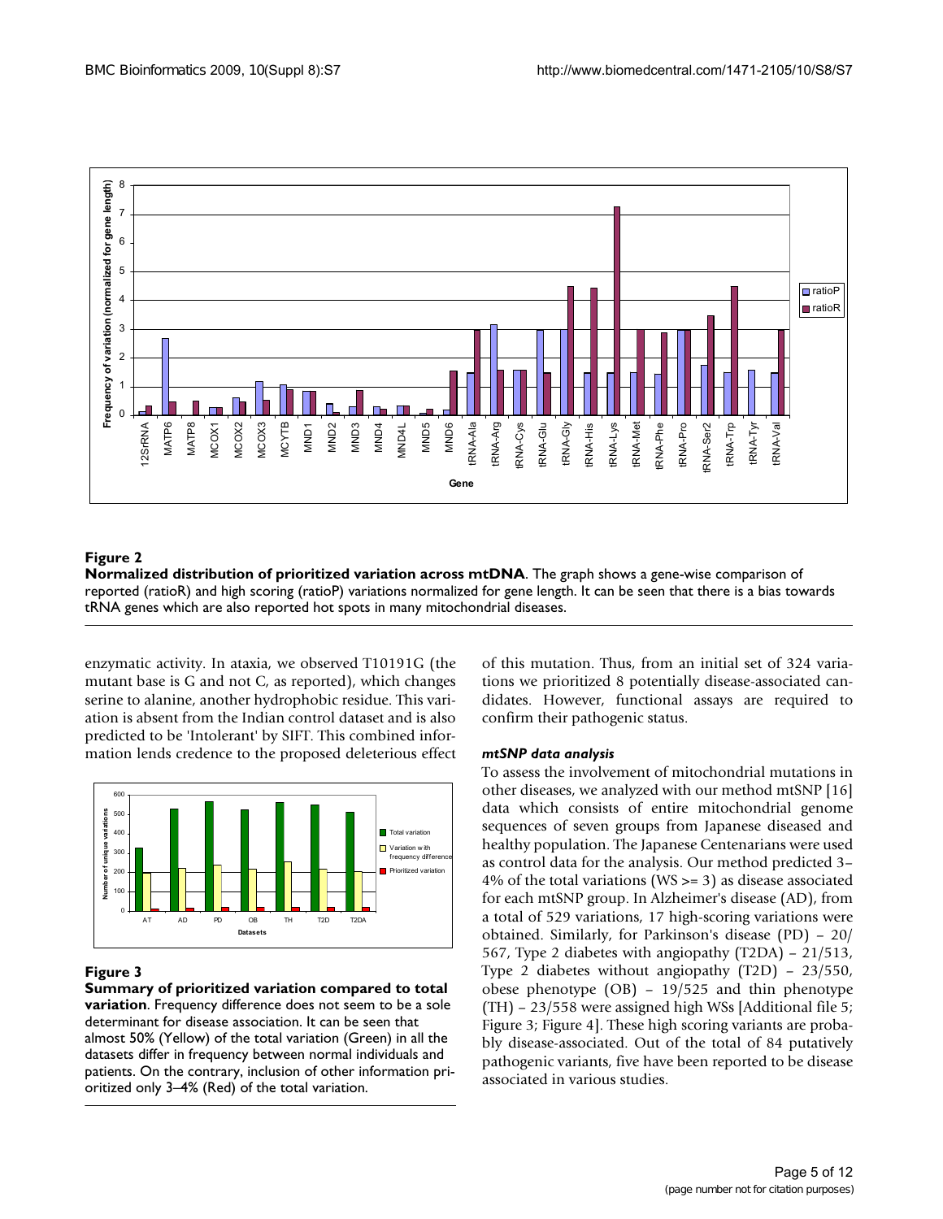8
7
6
5
4
3
2
1
0

Frequency of variation (normalized for gene length)

12SrRNA MATP6 MATP8 MCOX1 MCOX2 MCOX3 MCYTB MND1 MND2 MND3 MND4 MND4L MND5 MND6 tRNA-Ala tRNA-Arg tRNA-Cys tRNA-Glu tRNA-Gly tRNA-His tRNA-Lys tRNA-Met tRNA-Phe tRNA-Pro tRNA-Ser2 tRNA-Trp tRNA-Tyr tRNA-Val

Gene

ratioP
ratioR

**Figure 2**

**Normalized distribution of prioritized variation across mtDNA**. The graph shows a gene-wise comparison of reported (ratioR) and high scoring (ratioP) variations normalized for gene length. It can be seen that there is a bias towards tRNA genes which are also reported hot spots in many mitochondrial diseases.

enzymatic activity. In ataxia, we observed T10191G (the mutant base is G and not C, as reported), which changes serine to alanine, another hydrophobic residue. This variation is absent from the Indian control dataset and is also predicted to be 'Intolerant' by SIFT. This combined information lends credence to the proposed deleterious effect of this mutation. Thus, from an initial set of 324 variations we prioritized 8 potentially disease-associated candidates. However, functional assays are required to confirm their pathogenic status.

600
500
400
300
200
100
0

Number of unique variations

AT AD PD OB TH T2D T2DA

Datasets

Total variation
Variation with frequency difference
Prioritized variation

**Figure 3**

**Summary of prioritized variation compared to total variation**. Frequency difference does not seem to be a sole determinant for disease association. It can be seen that almost 50% (Yellow) of the total variation (Green) in all the datasets differ in frequency between normal individuals and patients. On the contrary, inclusion of other information prioritized only 3–4% (Red) of the total variation.

### *mtSNP data analysis*

To assess the involvement of mitochondrial mutations in other diseases, we analyzed with our method mtSNP [16] data which consists of entire mitochondrial genome sequences of seven groups from Japanese diseased and healthy population. The Japanese Centenarians were used as control data for the analysis. Our method predicted 3–4% of the total variations (WS >= 3) as disease associated for each mtSNP group. In Alzheimer's disease (AD), from a total of 529 variations, 17 high-scoring variations were obtained. Similarly, for Parkinson's disease (PD) – 20/567, Type 2 diabetes with angiopathy (T2DA) – 21/513, Type 2 diabetes without angiopathy (T2D) – 23/550, obese phenotype (OB) – 19/525 and thin phenotype (TH) – 23/558 were assigned high WSs [Additional file 5; Figure 3; Figure 4]. These high scoring variants are probably disease-associated. Out of the total of 84 putatively pathogenic variants, five have been reported to be disease associated in various studies.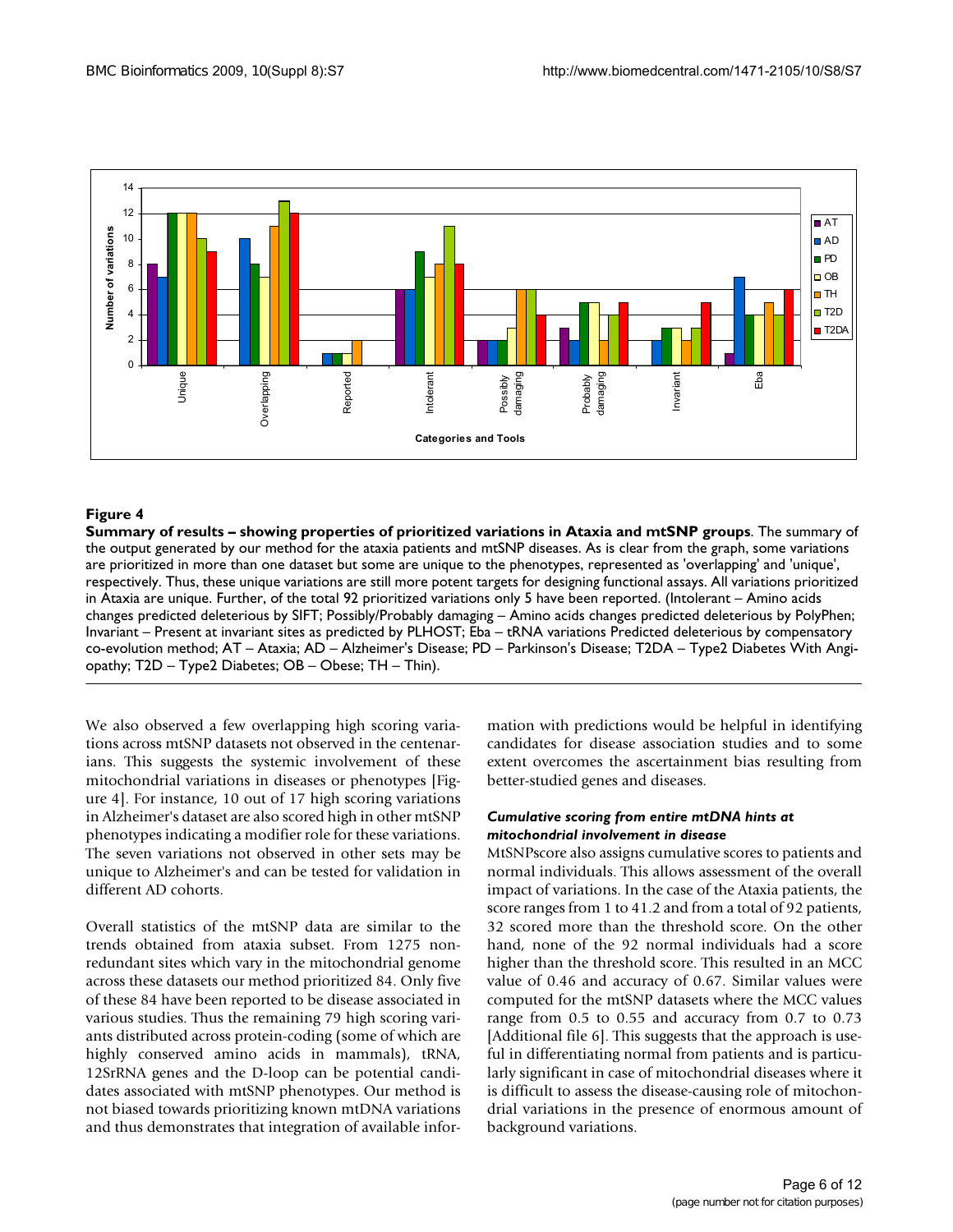**Figure 4**

**Summary of results – showing properties of prioritized variations in Ataxia and mtSNP groups**. The summary of the output generated by our method for the ataxia patients and mtSNP diseases. As is clear from the graph, some variations are prioritized in more than one dataset but some are unique to the phenotypes, represented as 'overlapping' and 'unique', respectively. Thus, these unique variations are still more potent targets for designing functional assays. All variations prioritized in Ataxia are unique. Further, of the total 92 prioritized variations only 5 have been reported. (Intolerant – Amino acids changes predicted deleterious by SIFT; Possibly/Probably damaging – Amino acids changes predicted deleterious by PolyPhen; Invariant – Present at invariant sites as predicted by PLHOST; Eba – tRNA variations Predicted deleterious by compensatory co-evolution method; AT – Ataxia; AD – Alzheimer's Disease; PD – Parkinson's Disease; T2DA – Type2 Diabetes With Angiopathy; T2D – Type2 Diabetes; OB – Obese; TH – Thin).

We also observed a few overlapping high scoring variations across mtSNP datasets not observed in the centenarians. This suggests the systemic involvement of these mitochondrial variations in diseases or phenotypes [Figure 4]. For instance, 10 out of 17 high scoring variations in Alzheimer's dataset are also scored high in other mtSNP phenotypes indicating a modifier role for these variations. The seven variations not observed in other sets may be unique to Alzheimer's and can be tested for validation in different AD cohorts.

Overall statistics of the mtSNP data are similar to the trends obtained from ataxia subset. From 1275 non-redundant sites which vary in the mitochondrial genome across these datasets our method prioritized 84. Only five of these 84 have been reported to be disease associated in various studies. Thus the remaining 79 high scoring variants distributed across protein-coding (some of which are highly conserved amino acids in mammals), tRNA, 12SrRNA genes and the D-loop can be potential candidates associated with mtSNP phenotypes. Our method is not biased towards prioritizing known mtDNA variations and thus demonstrates that integration of available information with predictions would be helpful in identifying candidates for disease association studies and to some extent overcomes the ascertainment bias resulting from better-studied genes and diseases.

### *Cumulative scoring from entire mtDNA hints at mitochondrial involvement in disease*

MtSNPscore also assigns cumulative scores to patients and normal individuals. This allows assessment of the overall impact of variations. In the case of the Ataxia patients, the score ranges from 1 to 41.2 and from a total of 92 patients, 32 scored more than the threshold score. On the other hand, none of the 92 normal individuals had a score higher than the threshold score. This resulted in an MCC value of 0.46 and accuracy of 0.67. Similar values were computed for the mtSNP datasets where the MCC values range from 0.5 to 0.55 and accuracy from 0.7 to 0.73 [Additional file 6]. This suggests that the approach is useful in differentiating normal from patients and is particularly significant in case of mitochondrial diseases where it is difficult to assess the disease-causing role of mitochondrial variations in the presence of enormous amount of background variations.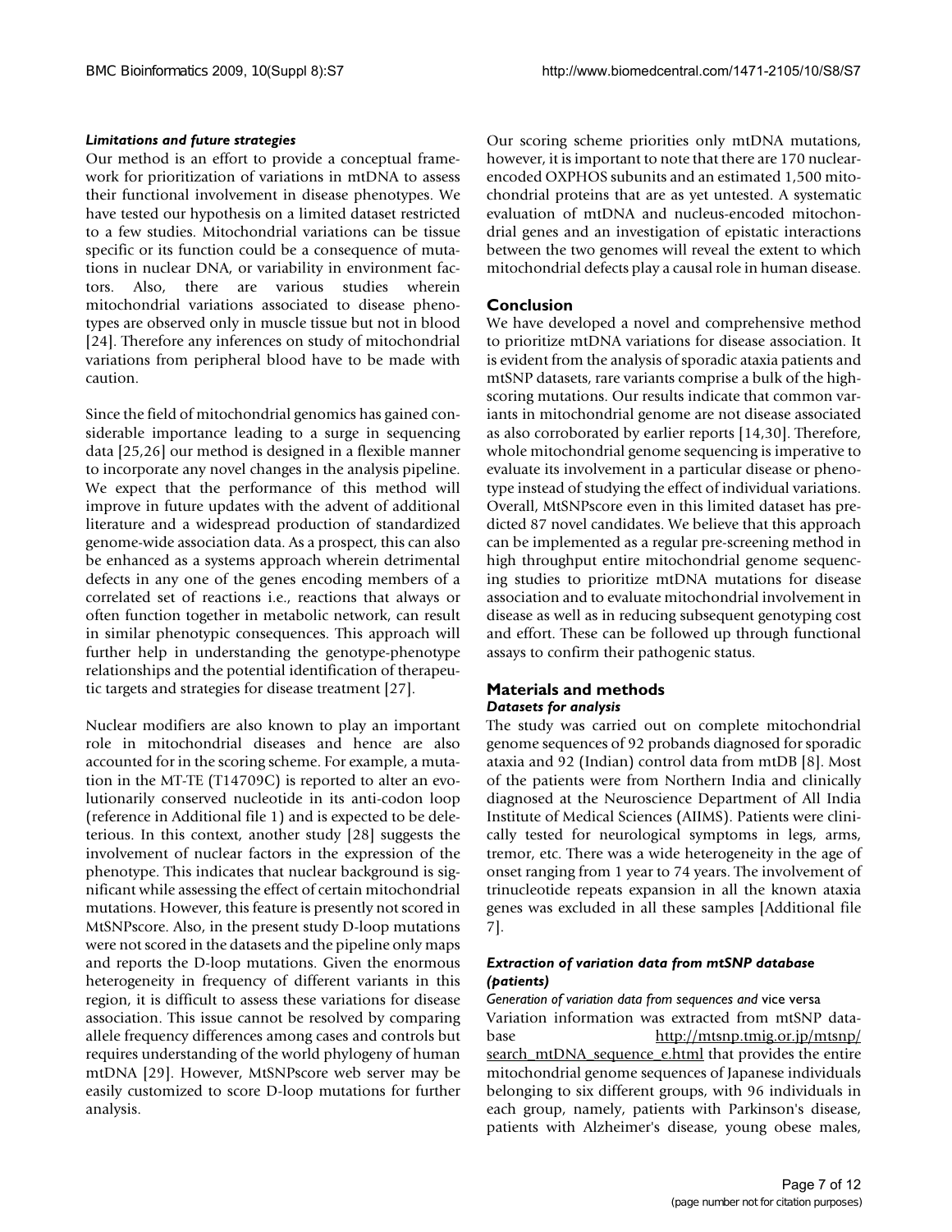### *Limitations and future strategies*

Our method is an effort to provide a conceptual framework for prioritization of variations in mtDNA to assess their functional involvement in disease phenotypes. We have tested our hypothesis on a limited dataset restricted to a few studies. Mitochondrial variations can be tissue specific or its function could be a consequence of mutations in nuclear DNA, or variability in environment factors. Also, there are various studies wherein mitochondrial variations associated to disease phenotypes are observed only in muscle tissue but not in blood [24]. Therefore any inferences on study of mitochondrial variations from peripheral blood have to be made with caution.

Since the field of mitochondrial genomics has gained considerable importance leading to a surge in sequencing data [25,26] our method is designed in a flexible manner to incorporate any novel changes in the analysis pipeline. We expect that the performance of this method will improve in future updates with the advent of additional literature and a widespread production of standardized genome-wide association data. As a prospect, this can also be enhanced as a systems approach wherein detrimental defects in any one of the genes encoding members of a correlated set of reactions i.e., reactions that always or often function together in metabolic network, can result in similar phenotypic consequences. This approach will further help in understanding the genotype-phenotype relationships and the potential identification of therapeutic targets and strategies for disease treatment [27].

Nuclear modifiers are also known to play an important role in mitochondrial diseases and hence are also accounted for in the scoring scheme. For example, a mutation in the MT-TE (T14709C) is reported to alter an evolutionarily conserved nucleotide in its anti-codon loop (reference in Additional file 1) and is expected to be deleterious. In this context, another study [28] suggests the involvement of nuclear factors in the expression of the phenotype. This indicates that nuclear background is significant while assessing the effect of certain mitochondrial mutations. However, this feature is presently not scored in MtSNPscore. Also, in the present study D-loop mutations were not scored in the datasets and the pipeline only maps and reports the D-loop mutations. Given the enormous heterogeneity in frequency of different variants in this region, it is difficult to assess these variations for disease association. This issue cannot be resolved by comparing allele frequency differences among cases and controls but requires understanding of the world phylogeny of human mtDNA [29]. However, MtSNPscore web server may be easily customized to score D-loop mutations for further analysis.

Our scoring scheme priorities only mtDNA mutations, however, it is important to note that there are 170 nuclear-encoded OXPHOS subunits and an estimated 1,500 mitochondrial proteins that are as yet untested. A systematic evaluation of mtDNA and nucleus-encoded mitochondrial genes and an investigation of epistatic interactions between the two genomes will reveal the extent to which mitochondrial defects play a causal role in human disease.

## Conclusion

We have developed a novel and comprehensive method to prioritize mtDNA variations for disease association. It is evident from the analysis of sporadic ataxia patients and mtSNP datasets, rare variants comprise a bulk of the high-scoring mutations. Our results indicate that common variants in mitochondrial genome are not disease associated as also corroborated by earlier reports [14,30]. Therefore, whole mitochondrial genome sequencing is imperative to evaluate its involvement in a particular disease or phenotype instead of studying the effect of individual variations. Overall, MtSNPscore even in this limited dataset has predicted 87 novel candidates. We believe that this approach can be implemented as a regular pre-screening method in high throughput entire mitochondrial genome sequencing studies to prioritize mtDNA mutations for disease association and to evaluate mitochondrial involvement in disease as well as in reducing subsequent genotyping cost and effort. These can be followed up through functional assays to confirm their pathogenic status.

## Materials and methods

### *Datasets for analysis*

The study was carried out on complete mitochondrial genome sequences of 92 probands diagnosed for sporadic ataxia and 92 (Indian) control data from mtDB [8]. Most of the patients were from Northern India and clinically diagnosed at the Neuroscience Department of All India Institute of Medical Sciences (AIIMS). Patients were clinically tested for neurological symptoms in legs, arms, tremor, etc. There was a wide heterogeneity in the age of onset ranging from 1 year to 74 years. The involvement of trinucleotide repeats expansion in all the known ataxia genes was excluded in all these samples [Additional file 7].

### *Extraction of variation data from mtSNP database (patients)*

#### *Generation of variation data from sequences and* vice versa

Variation information was extracted from mtSNP database http://mtsnp.tmig.or.jp/mtsnp/search_mtDNA_sequence_e.html that provides the entire mitochondrial genome sequences of Japanese individuals belonging to six different groups, with 96 individuals in each group, namely, patients with Parkinson's disease, patients with Alzheimer's disease, young obese males,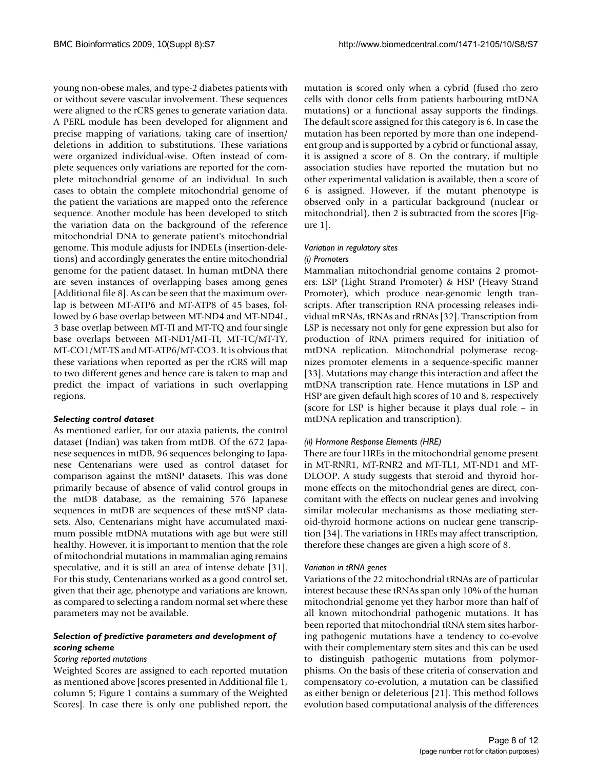young non-obese males, and type-2 diabetes patients with or without severe vascular involvement. These sequences were aligned to the rCRS genes to generate variation data. A PERL module has been developed for alignment and precise mapping of variations, taking care of insertion/ deletions in addition to substitutions. These variations were organized individual-wise. Often instead of complete sequences only variations are reported for the complete mitochondrial genome of an individual. In such cases to obtain the complete mitochondrial genome of the patient the variations are mapped onto the reference sequence. Another module has been developed to stitch the variation data on the background of the reference mitochondrial DNA to generate patient's mitochondrial genome. This module adjusts for INDELs (insertion-deletions) and accordingly generates the entire mitochondrial genome for the patient dataset. In human mtDNA there are seven instances of overlapping bases among genes [Additional file 8]. As can be seen that the maximum overlap is between MT-ATP6 and MT-ATP8 of 45 bases, followed by 6 base overlap between MT-ND4 and MT-ND4L, 3 base overlap between MT-TI and MT-TQ and four single base overlaps between MT-ND1/MT-TI, MT-TC/MT-TY, MT-CO1/MT-TS and MT-ATP6/MT-CO3. It is obvious that these variations when reported as per the rCRS will map to two different genes and hence care is taken to map and predict the impact of variations in such overlapping regions.

### Selecting control dataset

As mentioned earlier, for our ataxia patients, the control dataset (Indian) was taken from mtDB. Of the 672 Japanese sequences in mtDB, 96 sequences belonging to Japanese Centenarians were used as control dataset for comparison against the mtSNP datasets. This was done primarily because of absence of valid control groups in the mtDB database, as the remaining 576 Japanese sequences in mtDB are sequences of these mtSNP datasets. Also, Centenarians might have accumulated maximum possible mtDNA mutations with age but were still healthy. However, it is important to mention that the role of mitochondrial mutations in mammalian aging remains speculative, and it is still an area of intense debate [31]. For this study, Centenarians worked as a good control set, given that their age, phenotype and variations are known, as compared to selecting a random normal set where these parameters may not be available.

### Selection of predictive parameters and development of scoring scheme

#### *Scoring reported mutations*

Weighted Scores are assigned to each reported mutation as mentioned above [scores presented in Additional file 1, column 5; Figure 1 contains a summary of the Weighted Scores]. In case there is only one published report, the mutation is scored only when a cybrid (fused rho zero cells with donor cells from patients harbouring mtDNA mutations) or a functional assay supports the findings. The default score assigned for this category is 6. In case the mutation has been reported by more than one independent group and is supported by a cybrid or functional assay, it is assigned a score of 8. On the contrary, if multiple association studies have reported the mutation but no other experimental validation is available, then a score of 6 is assigned. However, if the mutant phenotype is observed only in a particular background (nuclear or mitochondrial), then 2 is subtracted from the scores [Figure 1].

#### *Variation in regulatory sites*

*(i) Promoters*

Mammalian mitochondrial genome contains 2 promoters: LSP (Light Strand Promoter) & HSP (Heavy Strand Promoter), which produce near-genomic length transcripts. After transcription RNA processing releases individual mRNAs, tRNAs and rRNAs [32]. Transcription from LSP is necessary not only for gene expression but also for production of RNA primers required for initiation of mtDNA replication. Mitochondrial polymerase recognizes promoter elements in a sequence-specific manner [33]. Mutations may change this interaction and affect the mtDNA transcription rate. Hence mutations in LSP and HSP are given default high scores of 10 and 8, respectively (score for LSP is higher because it plays dual role – in mtDNA replication and transcription).

*(ii) Hormone Response Elements (HRE)*

There are four HREs in the mitochondrial genome present in MT-RNR1, MT-RNR2 and MT-TL1, MT-ND1 and MT-DLOOP. A study suggests that steroid and thyroid hormone effects on the mitochondrial genes are direct, concomitant with the effects on nuclear genes and involving similar molecular mechanisms as those mediating steroid-thyroid hormone actions on nuclear gene transcription [34]. The variations in HREs may affect transcription, therefore these changes are given a high score of 8.

#### *Variation in tRNA genes*

Variations of the 22 mitochondrial tRNAs are of particular interest because these tRNAs span only 10% of the human mitochondrial genome yet they harbor more than half of all known mitochondrial pathogenic mutations. It has been reported that mitochondrial tRNA stem sites harboring pathogenic mutations have a tendency to co-evolve with their complementary stem sites and this can be used to distinguish pathogenic mutations from polymorphisms. On the basis of these criteria of conservation and compensatory co-evolution, a mutation can be classified as either benign or deleterious [21]. This method follows evolution based computational analysis of the differences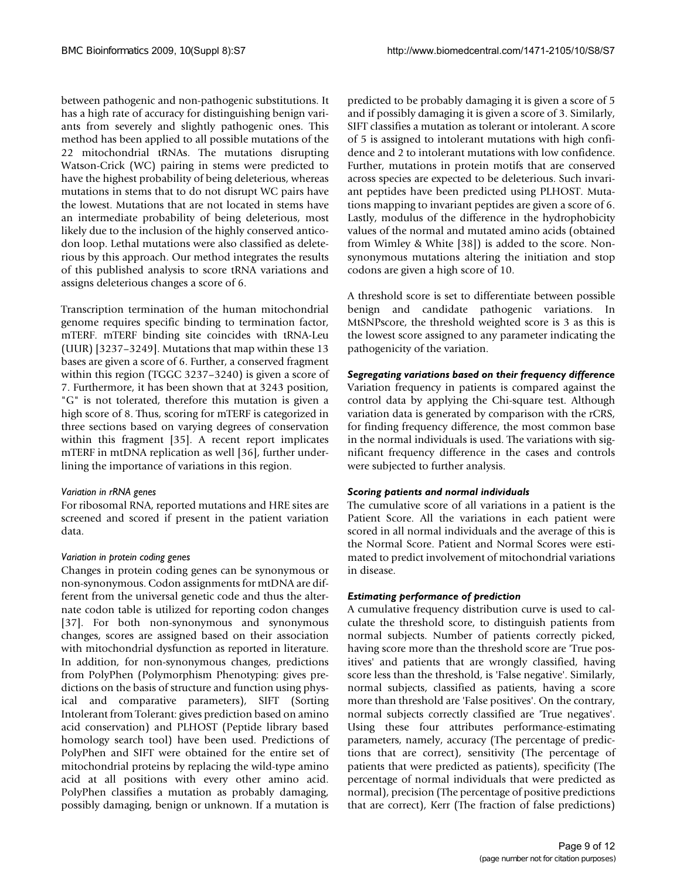between pathogenic and non-pathogenic substitutions. It has a high rate of accuracy for distinguishing benign variants from severely and slightly pathogenic ones. This method has been applied to all possible mutations of the 22 mitochondrial tRNAs. The mutations disrupting Watson-Crick (WC) pairing in stems were predicted to have the highest probability of being deleterious, whereas mutations in stems that to do not disrupt WC pairs have the lowest. Mutations that are not located in stems have an intermediate probability of being deleterious, most likely due to the inclusion of the highly conserved anticodon loop. Lethal mutations were also classified as deleterious by this approach. Our method integrates the results of this published analysis to score tRNA variations and assigns deleterious changes a score of 6.

Transcription termination of the human mitochondrial genome requires specific binding to termination factor, mTERF. mTERF binding site coincides with tRNA-Leu (UUR) [3237–3249]. Mutations that map within these 13 bases are given a score of 6. Further, a conserved fragment within this region (TGGC 3237–3240) is given a score of 7. Furthermore, it has been shown that at 3243 position, "G" is not tolerated, therefore this mutation is given a high score of 8. Thus, scoring for mTERF is categorized in three sections based on varying degrees of conservation within this fragment [35]. A recent report implicates mTERF in mtDNA replication as well [36], further underlining the importance of variations in this region.

*Variation in rRNA genes*

For ribosomal RNA, reported mutations and HRE sites are screened and scored if present in the patient variation data.

*Variation in protein coding genes*

Changes in protein coding genes can be synonymous or non-synonymous. Codon assignments for mtDNA are different from the universal genetic code and thus the alternate codon table is utilized for reporting codon changes [37]. For both non-synonymous and synonymous changes, scores are assigned based on their association with mitochondrial dysfunction as reported in literature. In addition, for non-synonymous changes, predictions from PolyPhen (Polymorphism Phenotyping: gives predictions on the basis of structure and function using physical and comparative parameters), SIFT (Sorting Intolerant from Tolerant: gives prediction based on amino acid conservation) and PLHOST (Peptide library based homology search tool) have been used. Predictions of PolyPhen and SIFT were obtained for the entire set of mitochondrial proteins by replacing the wild-type amino acid at all positions with every other amino acid. PolyPhen classifies a mutation as probably damaging, possibly damaging, benign or unknown. If a mutation is predicted to be probably damaging it is given a score of 5 and if possibly damaging it is given a score of 3. Similarly, SIFT classifies a mutation as tolerant or intolerant. A score of 5 is assigned to intolerant mutations with high confidence and 2 to intolerant mutations with low confidence. Further, mutations in protein motifs that are conserved across species are expected to be deleterious. Such invariant peptides have been predicted using PLHOST. Mutations mapping to invariant peptides are given a score of 6. Lastly, modulus of the difference in the hydrophobicity values of the normal and mutated amino acids (obtained from Wimley & White [38]) is added to the score. Non-synonymous mutations altering the initiation and stop codons are given a high score of 10.

A threshold score is set to differentiate between possible benign and candidate pathogenic variations. In MtSNPscore, the threshold weighted score is 3 as this is the lowest score assigned to any parameter indicating the pathogenicity of the variation.

***Segregating variations based on their frequency difference***

Variation frequency in patients is compared against the control data by applying the Chi-square test. Although variation data is generated by comparison with the rCRS, for finding frequency difference, the most common base in the normal individuals is used. The variations with significant frequency difference in the cases and controls were subjected to further analysis.

***Scoring patients and normal individuals***

The cumulative score of all variations in a patient is the Patient Score. All the variations in each patient were scored in all normal individuals and the average of this is the Normal Score. Patient and Normal Scores were estimated to predict involvement of mitochondrial variations in disease.

***Estimating performance of prediction***

A cumulative frequency distribution curve is used to calculate the threshold score, to distinguish patients from normal subjects. Number of patients correctly picked, having score more than the threshold score are 'True positives' and patients that are wrongly classified, having score less than the threshold, is 'False negative'. Similarly, normal subjects, classified as patients, having a score more than threshold are 'False positives'. On the contrary, normal subjects correctly classified are 'True negatives'. Using these four attributes performance-estimating parameters, namely, accuracy (The percentage of predictions that are correct), sensitivity (The percentage of patients that were predicted as patients), specificity (The percentage of normal individuals that were predicted as normal), precision (The percentage of positive predictions that are correct), Kerr (The fraction of false predictions)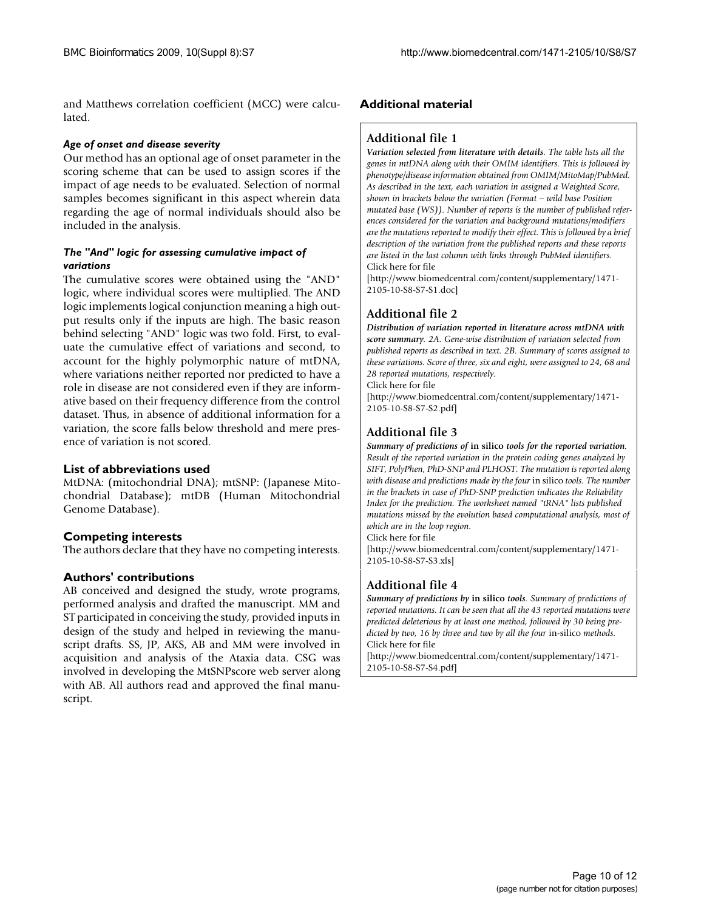and Matthews correlation coefficient (MCC) were calculated.

#### *Age of onset and disease severity*

Our method has an optional age of onset parameter in the scoring scheme that can be used to assign scores if the impact of age needs to be evaluated. Selection of normal samples becomes significant in this aspect wherein data regarding the age of normal individuals should also be included in the analysis.

#### *The "And" logic for assessing cumulative impact of variations*

The cumulative scores were obtained using the "AND" logic, where individual scores were multiplied. The AND logic implements logical conjunction meaning a high output results only if the inputs are high. The basic reason behind selecting "AND" logic was two fold. First, to evaluate the cumulative effect of variations and second, to account for the highly polymorphic nature of mtDNA, where variations neither reported nor predicted to have a role in disease are not considered even if they are informative based on their frequency difference from the control dataset. Thus, in absence of additional information for a variation, the score falls below threshold and mere presence of variation is not scored.

### List of abbreviations used

MtDNA: (mitochondrial DNA); mtSNP: (Japanese Mitochondrial Database); mtDB (Human Mitochondrial Genome Database).

### Competing interests

The authors declare that they have no competing interests.

### Authors' contributions

AB conceived and designed the study, wrote programs, performed analysis and drafted the manuscript. MM and ST participated in conceiving the study, provided inputs in design of the study and helped in reviewing the manuscript drafts. SS, JP, AKS, AB and MM were involved in acquisition and analysis of the Ataxia data. CSG was involved in developing the MtSNPscore web server along with AB. All authors read and approved the final manuscript.

### Additional material

#### Additional file 1

***Variation selected from literature with details**. The table lists all the genes in mtDNA along with their OMIM identifiers. This is followed by phenotype/disease information obtained from OMIM/MitoMap/PubMed. As described in the text, each variation in assigned a Weighted Score, shown in brackets below the variation (Format – wild base Position mutated base (WS)). Number of reports is the number of published references considered for the variation and background mutations/modifiers are the mutations reported to modify their effect. This is followed by a brief description of the variation from the published reports and these reports are listed in the last column with links through PubMed identifiers.*
Click here for file
[http://www.biomedcentral.com/content/supplementary/1471-2105-10-S8-S7-S1.doc]

#### Additional file 2

***Distribution of variation reported in literature across mtDNA with score summary**. 2A. Gene-wise distribution of variation selected from published reports as described in text. 2B. Summary of scores assigned to these variations. Score of three, six and eight, were assigned to 24, 68 and 28 reported mutations, respectively.*
Click here for file
[http://www.biomedcentral.com/content/supplementary/1471-2105-10-S8-S7-S2.pdf]

#### Additional file 3

***Summary of predictions of** in silico **tools for the reported variation**. Result of the reported variation in the protein coding genes analyzed by SIFT, PolyPhen, PhD-SNP and PLHOST. The mutation is reported along with disease and predictions made by the four* in silico *tools. The number in the brackets in case of PhD-SNP prediction indicates the Reliability Index for the prediction. The worksheet named "tRNA" lists published mutations missed by the evolution based computational analysis, most of which are in the loop region.*
Click here for file
[http://www.biomedcentral.com/content/supplementary/1471-2105-10-S8-S7-S3.xls]

#### Additional file 4

***Summary of predictions by** in silico **tools**. Summary of predictions of reported mutations. It can be seen that all the 43 reported mutations were predicted deleterious by at least one method, followed by 30 being predicted by two, 16 by three and two by all the four* in-silico *methods.*
Click here for file
[http://www.biomedcentral.com/content/supplementary/1471-2105-10-S8-S7-S4.pdf]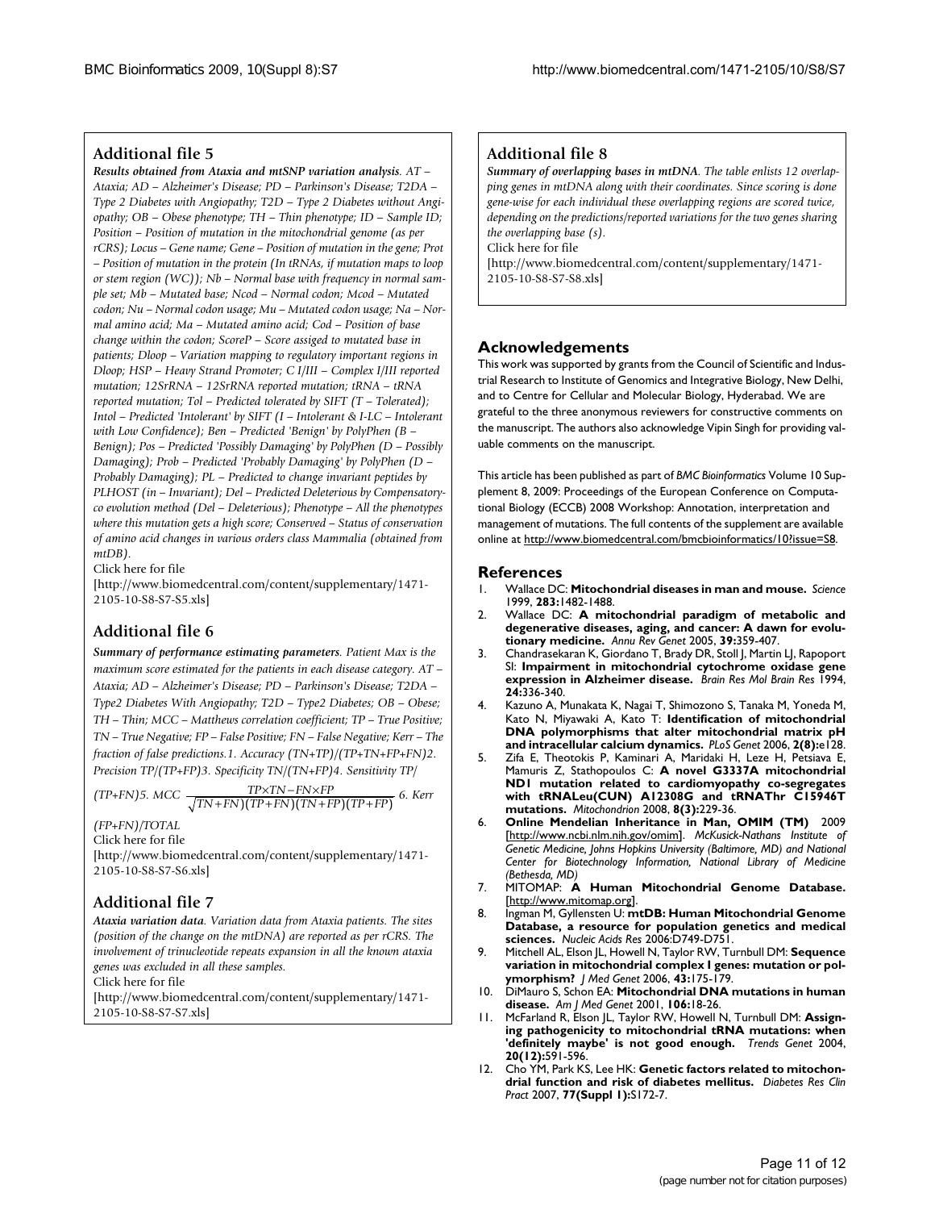## Additional file 5

***Results obtained from Ataxia and mtSNP variation analysis**. AT – Ataxia; AD – Alzheimer's Disease; PD – Parkinson's Disease; T2DA – Type 2 Diabetes with Angiopathy; T2D – Type 2 Diabetes without Angiopathy; OB – Obese phenotype; TH – Thin phenotype; ID – Sample ID; Position – Position of mutation in the mitochondrial genome (as per rCRS); Locus – Gene name; Gene – Position of mutation in the gene; Prot – Position of mutation in the protein (In tRNAs, if mutation maps to loop or stem region (WC)); Nb – Normal base with frequency in normal sample set; Mb – Mutated base; Ncod – Normal codon; Mcod – Mutated codon; Nu – Normal codon usage; Mu – Mutated codon usage; Na – Normal amino acid; Ma – Mutated amino acid; Cod – Position of base change within the codon; ScoreP – Score assiged to mutated base in patients; Dloop – Variation mapping to regulatory important regions in Dloop; HSP – Heavy Strand Promoter; C I/III – Complex I/III reported mutation; 12SrRNA – 12SrRNA reported mutation; tRNA – tRNA reported mutation; Tol – Predicted tolerated by SIFT (T – Tolerated); Intol – Predicted 'Intolerant' by SIFT (I – Intolerant & I-LC – Intolerant with Low Confidence); Ben – Predicted 'Benign' by PolyPhen (B – Benign); Pos – Predicted 'Possibly Damaging' by PolyPhen (D – Possibly Damaging); Prob – Predicted 'Probably Damaging' by PolyPhen (D – Probably Damaging); PL – Predicted to change invariant peptides by PLHOST (in – Invariant); Del – Predicted Deleterious by Compensatory-co evolution method (Del – Deleterious); Phenotype – All the phenotypes where this mutation gets a high score; Conserved – Status of conservation of amino acid changes in various orders class Mammalia (obtained from mtDB).*

Click here for file

[http://www.biomedcentral.com/content/supplementary/1471-2105-10-S8-S7-S5.xls]

## Additional file 6

***Summary of performance estimating parameters**. Patient Max is the maximum score estimated for the patients in each disease category. AT – Ataxia; AD – Alzheimer's Disease; PD – Parkinson's Disease; T2DA – Type2 Diabetes With Angiopathy; T2D – Type2 Diabetes; OB – Obese; TH – Thin; MCC – Matthews correlation coefficient; TP – True Positive; TN – True Negative; FP – False Positive; FN – False Negative; Kerr – The fraction of false predictions.1. Accuracy (TN+TP)/(TP+TN+FP+FN)2. Precision TP/(TP+FP)3. Specificity TN/(TN+FP)4. Sensitivity TP/(TP+FN)5. MCC* $\frac{TP \times TN - FN \times FP}{\sqrt{TN+FN)(TP+FN)(TN+FP)(TP+FP)}}$ *6. Kerr (FP+FN)/TOTAL*

Click here for file

[http://www.biomedcentral.com/content/supplementary/1471-2105-10-S8-S7-S6.xls]

## Additional file 7

***Ataxia variation data**. Variation data from Ataxia patients. The sites (position of the change on the mtDNA) are reported as per rCRS. The involvement of trinucleotide repeats expansion in all the known ataxia genes was excluded in all these samples.*

Click here for file

[http://www.biomedcentral.com/content/supplementary/1471-2105-10-S8-S7-S7.xls]

## Additional file 8

***Summary of overlapping bases in mtDNA**. The table enlists 12 overlapping genes in mtDNA along with their coordinates. Since scoring is done gene-wise for each individual these overlapping regions are scored twice, depending on the predictions/reported variations for the two genes sharing the overlapping base (s).*

Click here for file

[http://www.biomedcentral.com/content/supplementary/1471-2105-10-S8-S7-S8.xls]

## Acknowledgements

This work was supported by grants from the Council of Scientific and Industrial Research to Institute of Genomics and Integrative Biology, New Delhi, and to Centre for Cellular and Molecular Biology, Hyderabad. We are grateful to the three anonymous reviewers for constructive comments on the manuscript. The authors also acknowledge Vipin Singh for providing valuable comments on the manuscript.

This article has been published as part of *BMC Bioinformatics* Volume 10 Supplement 8, 2009: Proceedings of the European Conference on Computational Biology (ECCB) 2008 Workshop: Annotation, interpretation and management of mutations. The full contents of the supplement are available online at http://www.biomedcentral.com/bmcbioinformatics/10?issue=S8.

## References

1. Wallace DC: **Mitochondrial diseases in man and mouse.** *Science* 1999, **283:**1482-1488.
2. Wallace DC: **A mitochondrial paradigm of metabolic and degenerative diseases, aging, and cancer: A dawn for evolutionary medicine.** *Annu Rev Genet* 2005, **39:**359-407.
3. Chandrasekaran K, Giordano T, Brady DR, Stoll J, Martin LJ, Rapoport SI: **Impairment in mitochondrial cytochrome oxidase gene expression in Alzheimer disease.** *Brain Res Mol Brain Res* 1994, **24:**336-340.
4. Kazuno A, Munakata K, Nagai T, Shimozono S, Tanaka M, Yoneda M, Kato N, Miyawaki A, Kato T: **Identification of mitochondrial DNA polymorphisms that alter mitochondrial matrix pH and intracellular calcium dynamics.** *PLoS Genet* 2006, **2(8):**e128.
5. Zifa E, Theotokis P, Kaminari A, Maridaki H, Leze H, Petsiava E, Mamuris Z, Stathopoulos C: **A novel G3337A mitochondrial ND1 mutation related to cardiomyopathy co-segregates with tRNALeu(CUN) A12308G and tRNAThr C15946T mutations.** *Mitochondrion* 2008, **8(3):**229-36.
6. **Online Mendelian Inheritance in Man, OMIM (TM)** 2009 [http://www.ncbi.nlm.nih.gov/omim]. *McKusick-Nathans Institute of Genetic Medicine, Johns Hopkins University (Baltimore, MD) and National Center for Biotechnology Information, National Library of Medicine (Bethesda, MD)*
7. MITOMAP: **A Human Mitochondrial Genome Database.** [http://www.mitomap.org].
8. Ingman M, Gyllensten U: **mtDB: Human Mitochondrial Genome Database, a resource for population genetics and medical sciences.** *Nucleic Acids Res* 2006:D749-D751.
9. Mitchell AL, Elson JL, Howell N, Taylor RW, Turnbull DM: **Sequence variation in mitochondrial complex I genes: mutation or polymorphism?** *J Med Genet* 2006, **43:**175-179.
10. DiMauro S, Schon EA: **Mitochondrial DNA mutations in human disease.** *Am J Med Genet* 2001, **106:**18-26.
11. McFarland R, Elson JL, Taylor RW, Howell N, Turnbull DM: **Assigning pathogenicity to mitochondrial tRNA mutations: when 'definitely maybe' is not good enough.** *Trends Genet* 2004, **20(12):**591-596.
12. Cho YM, Park KS, Lee HK: **Genetic factors related to mitochondrial function and risk of diabetes mellitus.** *Diabetes Res Clin Pract* 2007, **77(Suppl 1):**S172-7.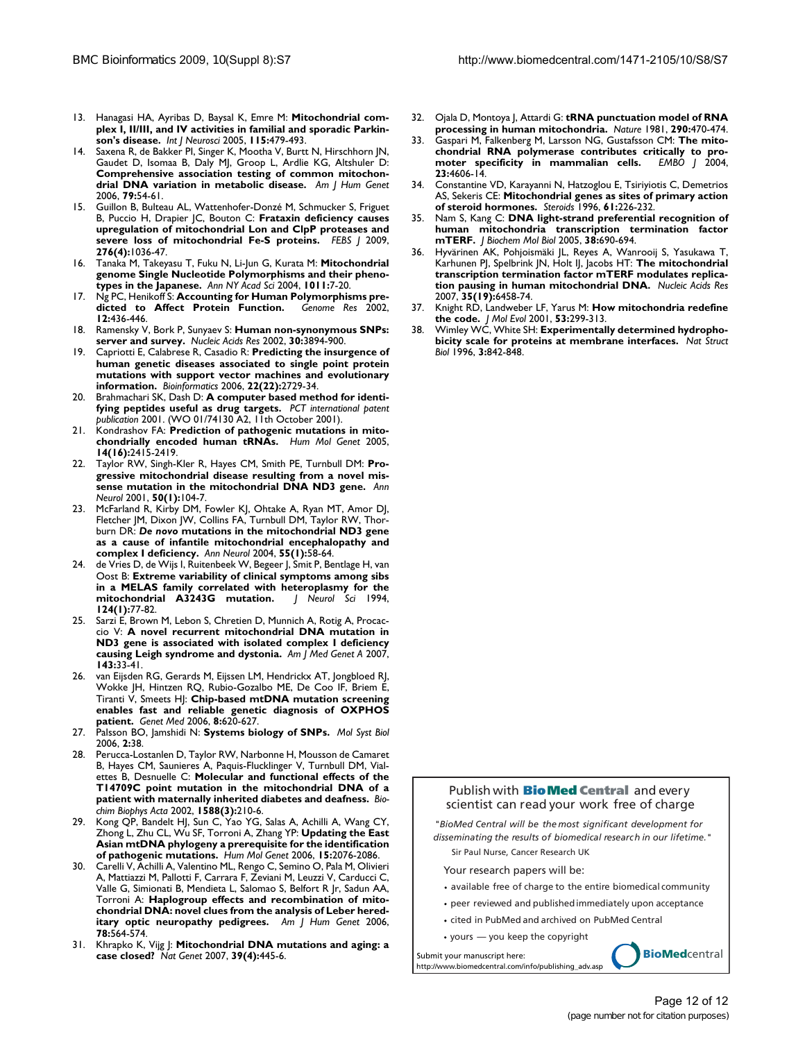13. Hanagasi HA, Ayribas D, Baysal K, Emre M: **Mitochondrial complex I, II/III, and IV activities in familial and sporadic Parkinson's disease.** *Int J Neurosci* 2005, **115:**479-493.
14. Saxena R, de Bakker PI, Singer K, Mootha V, Burtt N, Hirschhorn JN, Gaudet D, Isomaa B, Daly MJ, Groop L, Ardlie KG, Altshuler D: **Comprehensive association testing of common mitochondrial DNA variation in metabolic disease.** *Am J Hum Genet* 2006, **79:**54-61.
15. Guillon B, Bulteau AL, Wattenhofer-Donzé M, Schmucker S, Friguet B, Puccio H, Drapier JC, Bouton C: **Frataxin deficiency causes upregulation of mitochondrial Lon and ClpP proteases and severe loss of mitochondrial Fe-S proteins.** *FEBS J* 2009, **276(4):**1036-47.
16. Tanaka M, Takeyasu T, Fuku N, Li-Jun G, Kurata M: **Mitochondrial genome Single Nucleotide Polymorphisms and their phenotypes in the Japanese.** *Ann NY Acad Sci* 2004, **1011:**7-20.
17. Ng PC, Henikoff S: **Accounting for Human Polymorphisms predicted to Affect Protein Function.** *Genome Res* 2002, **12:**436-446.
18. Ramensky V, Bork P, Sunyaev S: **Human non-synonymous SNPs: server and survey.** *Nucleic Acids Res* 2002, **30:**3894-900.
19. Capriotti E, Calabrese R, Casadio R: **Predicting the insurgence of human genetic diseases associated to single point protein mutations with support vector machines and evolutionary information.** *Bioinformatics* 2006, **22(22):**2729-34.
20. Brahmachari SK, Dash D: **A computer based method for identifying peptides useful as drug targets.** *PCT international patent publication* 2001. (WO 01/74130 A2, 11th October 2001).
21. Kondrashov FA: **Prediction of pathogenic mutations in mitochondrially encoded human tRNAs.** *Hum Mol Genet* 2005, **14(16):**2415-2419.
22. Taylor RW, Singh-Kler R, Hayes CM, Smith PE, Turnbull DM: **Progressive mitochondrial disease resulting from a novel missense mutation in the mitochondrial DNA ND3 gene.** *Ann Neurol* 2001, **50(1):**104-7.
23. McFarland R, Kirby DM, Fowler KJ, Ohtake A, Ryan MT, Amor DJ, Fletcher JM, Dixon JW, Collins FA, Turnbull DM, Taylor RW, Thorburn DR: ***De novo* mutations in the mitochondrial ND3 gene as a cause of infantile mitochondrial encephalopathy and complex I deficiency.** *Ann Neurol* 2004, **55(1):**58-64.
24. de Vries D, de Wijs I, Ruitenbeek W, Begeer J, Smit P, Bentlage H, van Oost B: **Extreme variability of clinical symptoms among sibs in a MELAS family correlated with heteroplasmy for the mitochondrial A3243G mutation.** *J Neurol Sci* 1994, **124(1):**77-82.
25. Sarzi E, Brown M, Lebon S, Chretien D, Munnich A, Rotig A, Procaccio V: **A novel recurrent mitochondrial DNA mutation in ND3 gene is associated with isolated complex I deficiency causing Leigh syndrome and dystonia.** *Am J Med Genet A* 2007, **143:**33-41.
26. van Eijsden RG, Gerards M, Eijssen LM, Hendrickx AT, Jongbloed RJ, Wokke JH, Hintzen RQ, Rubio-Gozalbo ME, De Coo IF, Briem E, Tiranti V, Smeets HJ: **Chip-based mtDNA mutation screening enables fast and reliable genetic diagnosis of OXPHOS patient.** *Genet Med* 2006, **8:**620-627.
27. Palsson BO, Jamshidi N: **Systems biology of SNPs.** *Mol Syst Biol* 2006, **2:**38.
28. Perucca-Lostanlen D, Taylor RW, Narbonne H, Mousson de Camaret B, Hayes CM, Saunieres A, Paquis-Flucklinger V, Turnbull DM, Vialettes B, Desnuelle C: **Molecular and functional effects of the T14709C point mutation in the mitochondrial DNA of a patient with maternally inherited diabetes and deafness.** *Biochim Biophys Acta* 2002, **1588(3):**210-6.
29. Kong QP, Bandelt HJ, Sun C, Yao YG, Salas A, Achilli A, Wang CY, Zhong L, Zhu CL, Wu SF, Torroni A, Zhang YP: **Updating the East Asian mtDNA phylogeny a prerequisite for the identification of pathogenic mutations.** *Hum Mol Genet* 2006, **15:**2076-2086.
30. Carelli V, Achilli A, Valentino ML, Rengo C, Semino O, Pala M, Olivieri A, Mattiazzi M, Pallotti F, Carrara F, Zeviani M, Leuzzi V, Carducci C, Valle G, Simionati B, Mendieta L, Salomao S, Belfort R Jr, Sadun AA, Torroni A: **Haplogroup effects and recombination of mitochondrial DNA: novel clues from the analysis of Leber hereditary optic neuropathy pedigrees.** *Am J Hum Genet* 2006, **78:**564-574.
31. Khrapko K, Vijg J: **Mitochondrial DNA mutations and aging: a case closed?** *Nat Genet* 2007, **39(4):**445-6.
32. Ojala D, Montoya J, Attardi G: **tRNA punctuation model of RNA processing in human mitochondria.** *Nature* 1981, **290:**470-474.
33. Gaspari M, Falkenberg M, Larsson NG, Gustafsson CM: **The mitochondrial RNA polymerase contributes critically to promoter specificity in mammalian cells.** *EMBO J* 2004, **23:**4606-14.
34. Constantine VD, Karayanni N, Hatzoglou E, Tsiriyiotis C, Demetrios AS, Sekeris CE: **Mitochondrial genes as sites of primary action of steroid hormones.** *Steroids* 1996, **61:**226-232.
35. Nam S, Kang C: **DNA light-strand preferential recognition of human mitochondria transcription termination factor mTERF.** *J Biochem Mol Biol* 2005, **38:**690-694.
36. Hyvärinen AK, Pohjoismäki JL, Reyes A, Wanrooij S, Yasukawa T, Karhunen PJ, Spelbrink JN, Holt IJ, Jacobs HT: **The mitochondrial transcription termination factor mTERF modulates replication pausing in human mitochondrial DNA.** *Nucleic Acids Res* 2007, **35(19):**6458-74.
37. Knight RD, Landweber LF, Yarus M: **How mitochondria redefine the code.** *J Mol Evol* 2001, **53:**299-313.
38. Wimley WC, White SH: **Experimentally determined hydrophobicity scale for proteins at membrane interfaces.** *Nat Struct Biol* 1996, **3:**842-848.

Publish with **BioMed Central** and every scientist can read your work free of charge

*"BioMed Central will be the most significant development for disseminating the results of biomedical research in our lifetime."*

Sir Paul Nurse, Cancer Research UK

Your research papers will be:

- available free of charge to the entire biomedical community
- peer reviewed and published immediately upon acceptance
- cited in PubMed and archived on PubMed Central
- yours — you keep the copyright

Submit your manuscript here:
http://www.biomedcentral.com/info/publishing_adv.asp

**BioMed**central